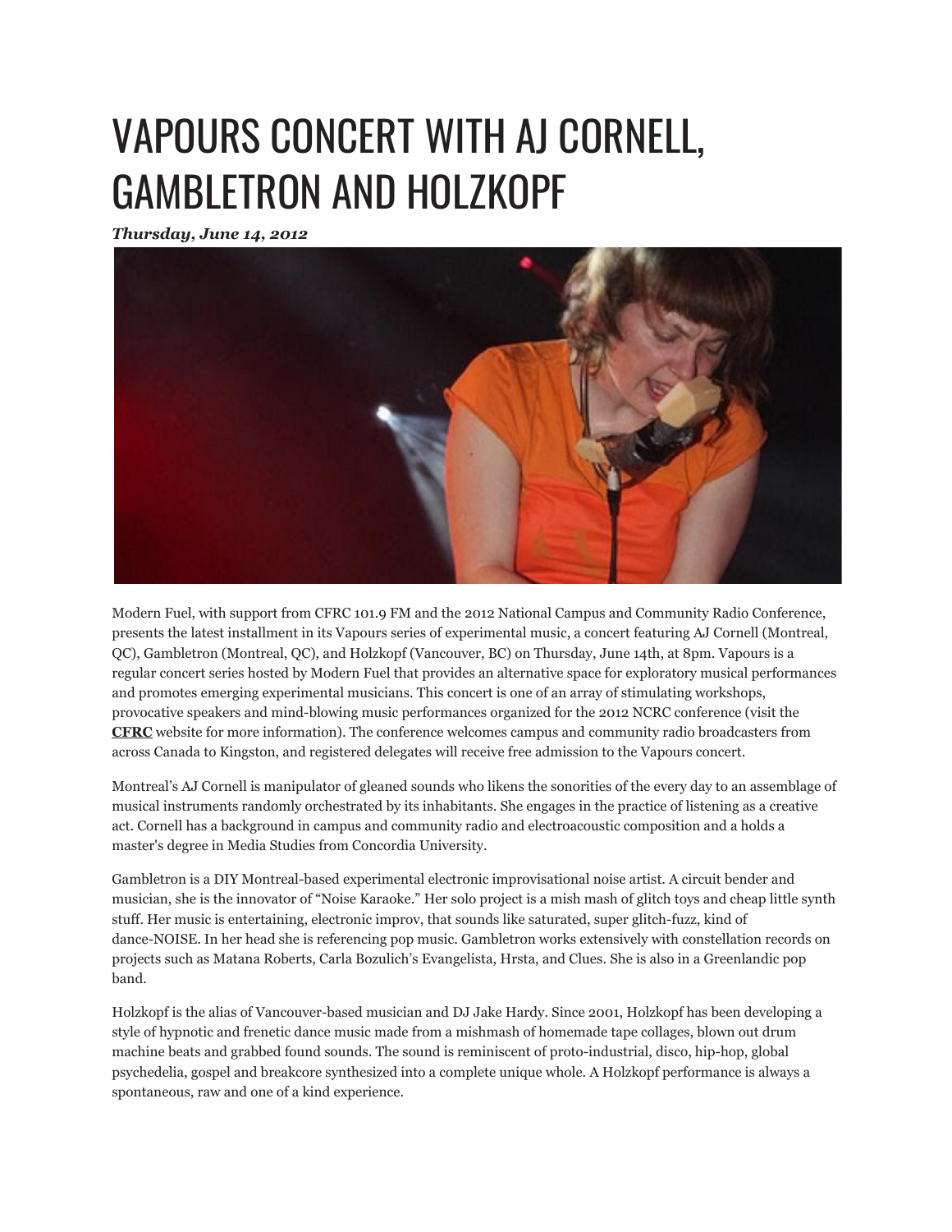# VAPOURS CONCERT WITH AJ CORNELL, GAMBLETRON AND HOLZKOPF

***Thursday, June 14, 2012***

Modern Fuel, with support from CFRC 101.9 FM and the 2012 National Campus and Community Radio Conference, presents the latest installment in its Vapours series of experimental music, a concert featuring AJ Cornell (Montreal, QC), Gambletron (Montreal, QC), and Holzkopf (Vancouver, BC) on Thursday, June 14th, at 8pm. Vapours is a regular concert series hosted by Modern Fuel that provides an alternative space for exploratory musical performances and promotes emerging experimental musicians. This concert is one of an array of stimulating workshops, provocative speakers and mind-blowing music performances organized for the 2012 NCRC conference (visit the **CFRC** website for more information). The conference welcomes campus and community radio broadcasters from across Canada to Kingston, and registered delegates will receive free admission to the Vapours concert.

Montreal's AJ Cornell is manipulator of gleaned sounds who likens the sonorities of the every day to an assemblage of musical instruments randomly orchestrated by its inhabitants. She engages in the practice of listening as a creative act. Cornell has a background in campus and community radio and electroacoustic composition and a holds a master's degree in Media Studies from Concordia University.

Gambletron is a DIY Montreal-based experimental electronic improvisational noise artist. A circuit bender and musician, she is the innovator of "Noise Karaoke." Her solo project is a mish mash of glitch toys and cheap little synth stuff. Her music is entertaining, electronic improv, that sounds like saturated, super glitch-fuzz, kind of dance-NOISE. In her head she is referencing pop music. Gambletron works extensively with constellation records on projects such as Matana Roberts, Carla Bozulich's Evangelista, Hrsta, and Clues. She is also in a Greenlandic pop band.

Holzkopf is the alias of Vancouver-based musician and DJ Jake Hardy. Since 2001, Holzkopf has been developing a style of hypnotic and frenetic dance music made from a mishmash of homemade tape collages, blown out drum machine beats and grabbed found sounds. The sound is reminiscent of proto-industrial, disco, hip-hop, global psychedelia, gospel and breakcore synthesized into a complete unique whole. A Holzkopf performance is always a spontaneous, raw and one of a kind experience.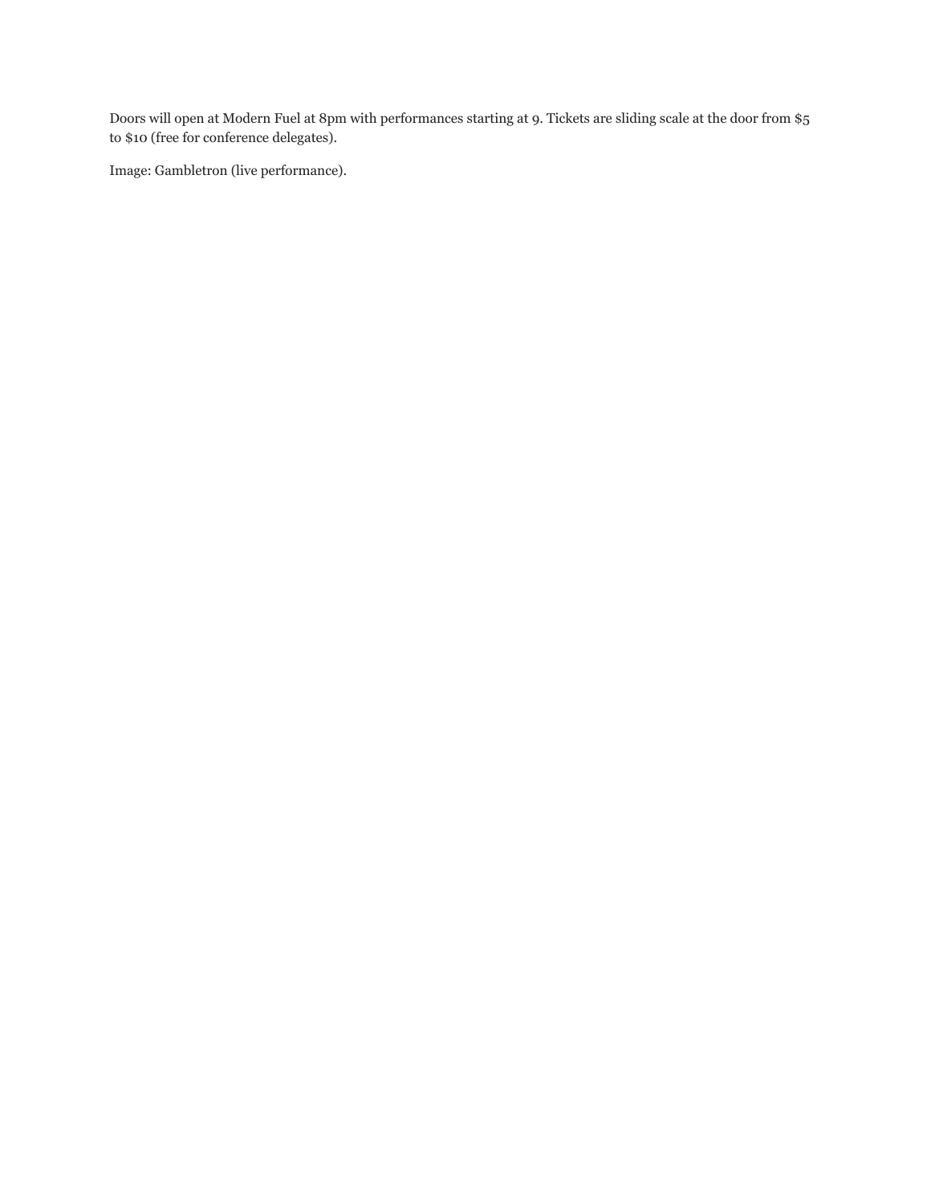Doors will open at Modern Fuel at 8pm with performances starting at 9. Tickets are sliding scale at the door from $5 to $10 (free for conference delegates).

Image: Gambletron (live performance).